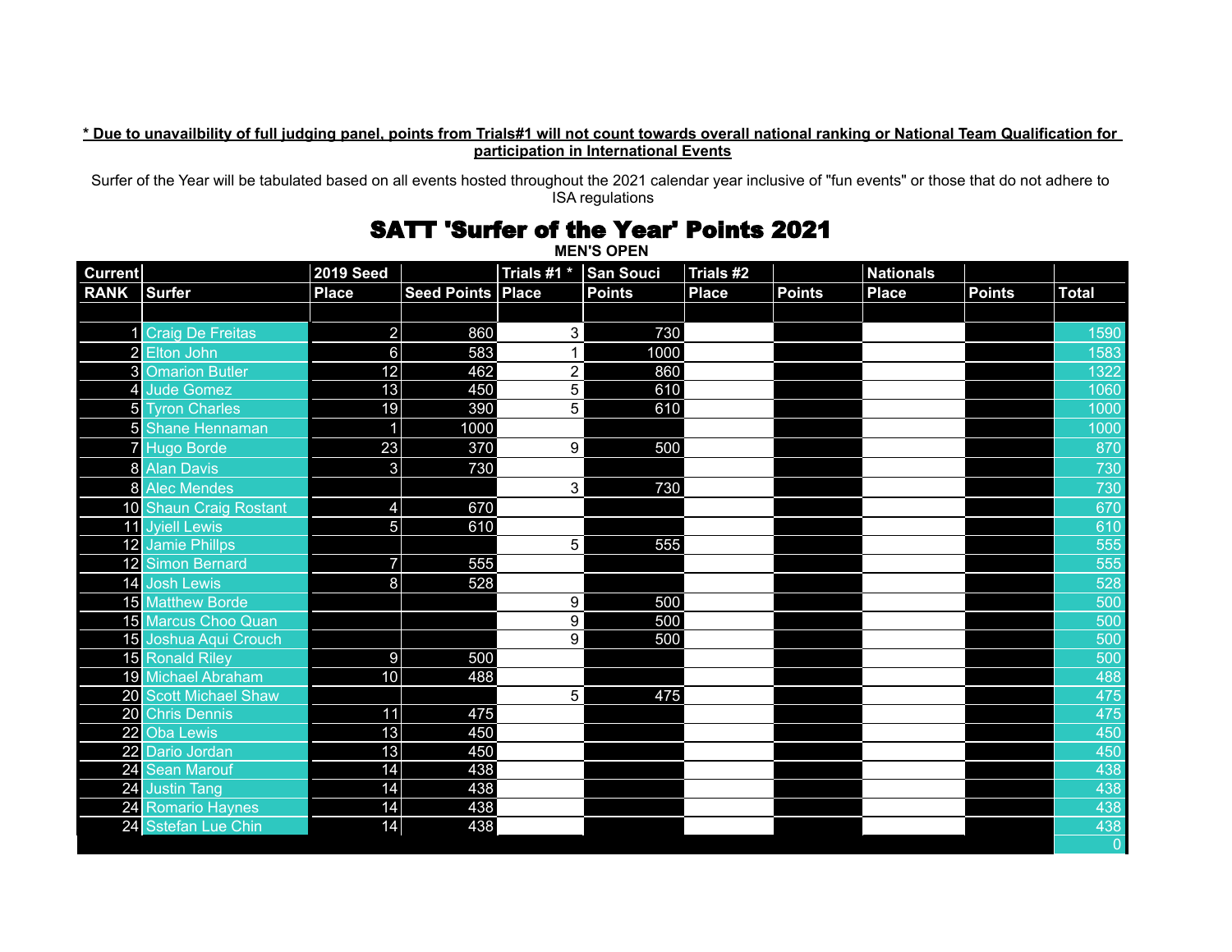**_* Due to unavailbility of full judging panel, points from Trials#1 will not count towards overall national ranking or National Team Qualification for participation in International Events_**

Surfer of the Year will be tabulated based on all events hosted throughout the 2021 calendar year inclusive of "fun events" or those that do not adhere to ISA regulations

# SATT 'Surfer of the Year' Points 2021

**MEN'S OPEN**

| Current | | 2019 Seed | | Trials #1 * | San Souci | Trials #2 | | Nationals | | |
|---|---|---|---|---|---|---|---|---|---|---|
| RANK | Surfer | Place | Seed Points | Place | Points | Place | Points | Place | Points | Total |
| 1 | Craig De Freitas | 2 | 860 | 3 | 730 | | | | | 1590 |
| 2 | Elton John | 6 | 583 | 1 | 1000 | | | | | 1583 |
| 3 | Omarion Butler | 12 | 462 | 2 | 860 | | | | | 1322 |
| 4 | Jude Gomez | 13 | 450 | 5 | 610 | | | | | 1060 |
| 5 | Tyron Charles | 19 | 390 | 5 | 610 | | | | | 1000 |
| 5 | Shane Hennaman | 1 | 1000 | | | | | | | 1000 |
| 7 | Hugo Borde | 23 | 370 | 9 | 500 | | | | | 870 |
| 8 | Alan Davis | 3 | 730 | | | | | | | 730 |
| 8 | Alec Mendes | | | 3 | 730 | | | | | 730 |
| 10 | Shaun Craig Rostant | 4 | 670 | | | | | | | 670 |
| 11 | Jyiell Lewis | 5 | 610 | | | | | | | 610 |
| 12 | Jamie Phillps | | | 5 | 555 | | | | | 555 |
| 12 | Simon Bernard | 7 | 555 | | | | | | | 555 |
| 14 | Josh Lewis | 8 | 528 | | | | | | | 528 |
| 15 | Matthew Borde | | | 9 | 500 | | | | | 500 |
| 15 | Marcus Choo Quan | | | 9 | 500 | | | | | 500 |
| 15 | Joshua Aqui Crouch | | | 9 | 500 | | | | | 500 |
| 15 | Ronald Riley | 9 | 500 | | | | | | | 500 |
| 19 | Michael Abraham | 10 | 488 | | | | | | | 488 |
| 20 | Scott Michael Shaw | | | 5 | 475 | | | | | 475 |
| 20 | Chris Dennis | 11 | 475 | | | | | | | 475 |
| 22 | Oba Lewis | 13 | 450 | | | | | | | 450 |
| 22 | Dario Jordan | 13 | 450 | | | | | | | 450 |
| 24 | Sean Marouf | 14 | 438 | | | | | | | 438 |
| 24 | Justin Tang | 14 | 438 | | | | | | | 438 |
| 24 | Romario Haynes | 14 | 438 | | | | | | | 438 |
| 24 | Sstefan Lue Chin | 14 | 438 | | | | | | | 438 |
| | | | | | | | | | | 0 |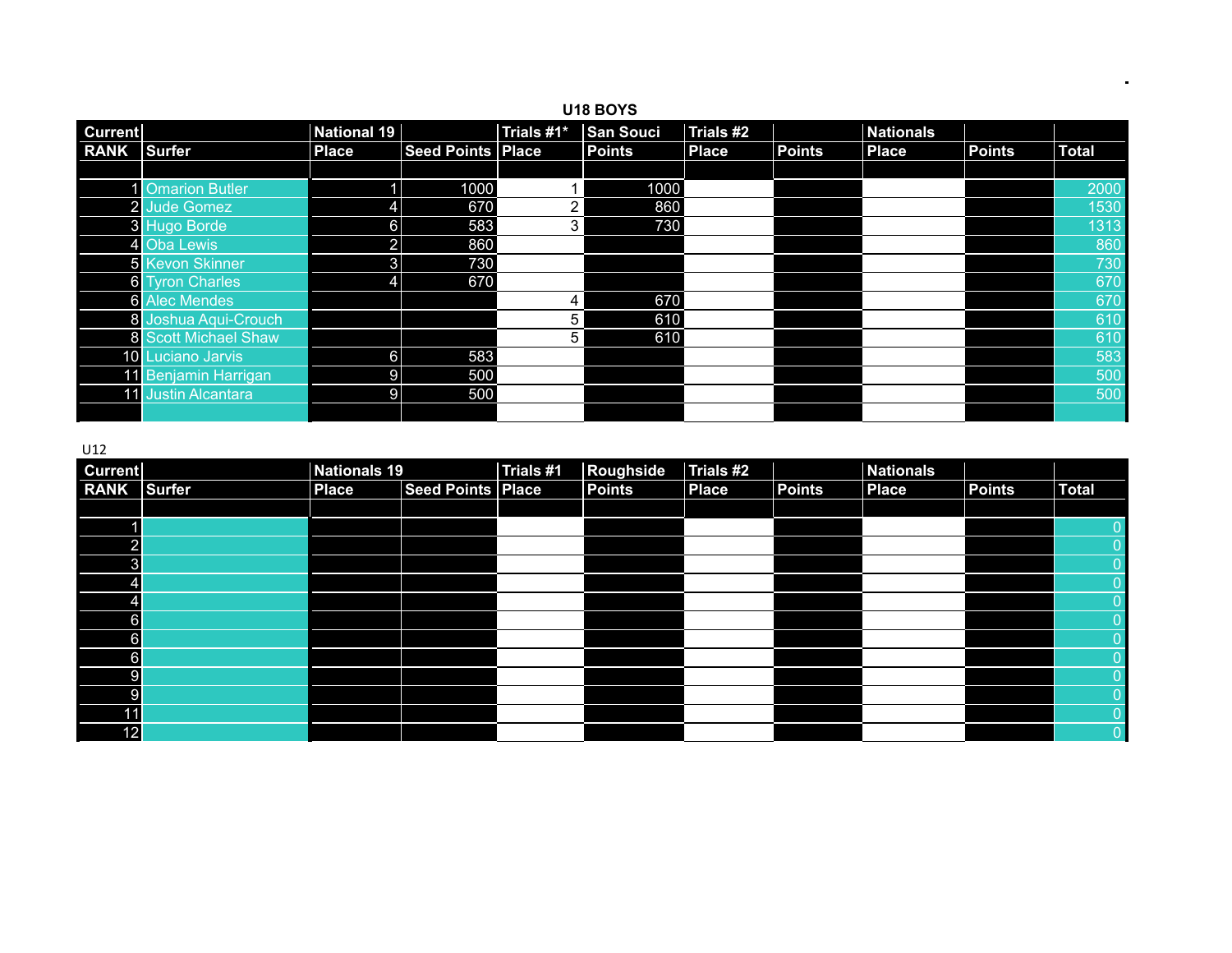## U18 BOYS

| Current | | National 19 | | Trials #1* | San Souci | Trials #2 | | Nationals | | |
|---|---|---|---|---|---|---|---|---|---|---|
| RANK | Surfer | Place | Seed Points | Place | Points | Place | Points | Place | Points | Total |
| 1 | Omarion Butler | 1 | 1000 | 1 | 1000 | | | | | 2000 |
| 2 | Jude Gomez | 4 | 670 | 2 | 860 | | | | | 1530 |
| 3 | Hugo Borde | 6 | 583 | 3 | 730 | | | | | 1313 |
| 4 | Oba Lewis | 2 | 860 | | | | | | | 860 |
| 5 | Kevon Skinner | 3 | 730 | | | | | | | 730 |
| 6 | Tyron Charles | 4 | 670 | | | | | | | 670 |
| 6 | Alec Mendes | | | 4 | 670 | | | | | 670 |
| 8 | Joshua Aqui-Crouch | | | 5 | 610 | | | | | 610 |
| 8 | Scott Michael Shaw | | | 5 | 610 | | | | | 610 |
| 10 | Luciano Jarvis | 6 | 583 | | | | | | | 583 |
| 11 | Benjamin Harrigan | 9 | 500 | | | | | | | 500 |
| 11 | Justin Alcantara | 9 | 500 | | | | | | | 500 |

U12

| Current | | Nationals 19 | | Trials #1 | Roughside | Trials #2 | | Nationals | | |
|---|---|---|---|---|---|---|---|---|---|---|
| RANK | Surfer | Place | Seed Points | Place | Points | Place | Points | Place | Points | Total |
| 1 | | | | | | | | | | 0 |
| 2 | | | | | | | | | | 0 |
| 3 | | | | | | | | | | 0 |
| 4 | | | | | | | | | | 0 |
| 4 | | | | | | | | | | 0 |
| 6 | | | | | | | | | | 0 |
| 6 | | | | | | | | | | 0 |
| 6 | | | | | | | | | | 0 |
| 9 | | | | | | | | | | 0 |
| 9 | | | | | | | | | | 0 |
| 11 | | | | | | | | | | 0 |
| 12 | | | | | | | | | | 0 |